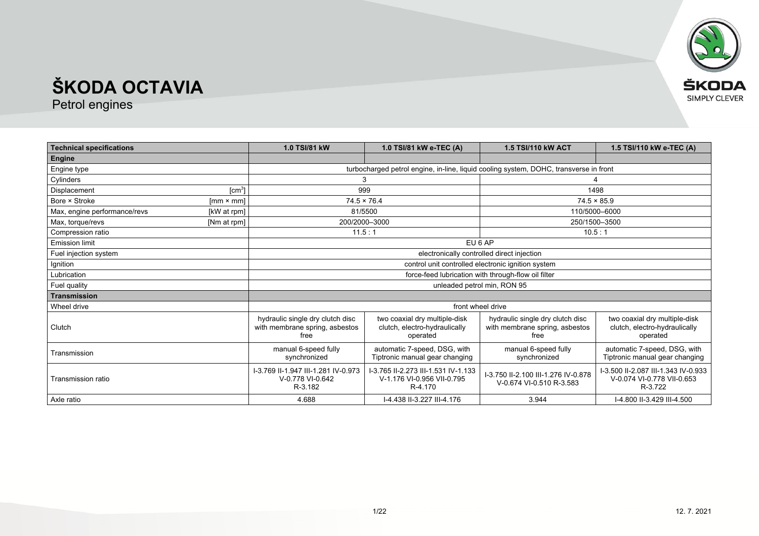# ŠKODA OCTAVIA

Petrol engines

| Technical specifications | | 1.0 TSI/81 kW | 1.0 TSI/81 kW e-TEC (A) | 1.5 TSI/110 kW ACT | 1.5 TSI/110 kW e-TEC (A) |
|---|---|---|---|---|---|
| **Engine** | | | | | |
| Engine type | | turbocharged petrol engine, in-line, liquid cooling system, DOHC, transverse in front | | | |
| Cylinders | | 3 | | 4 | |
| Displacement | [cm$^3$] | 999 | | 1498 | |
| Bore × Stroke | [mm × mm] | 74.5 × 76.4 | | 74.5 × 85.9 | |
| Max, engine performance/revs | [kW at rpm] | 81/5500 | | 110/5000–6000 | |
| Max, torque/revs | [Nm at rpm] | 200/2000–3000 | | 250/1500–3500 | |
| Compression ratio | | 11.5 : 1 | | 10.5 : 1 | |
| Emission limit | | EU 6 AP | | | |
| Fuel injection system | | electronically controlled direct injection | | | |
| Ignition | | control unit controlled electronic ignition system | | | |
| Lubrication | | force-feed lubrication with through-flow oil filter | | | |
| Fuel quality | | unleaded petrol min, RON 95 | | | |
| **Transmission** | | | | | |
| Wheel drive | | front wheel drive | | | |
| Clutch | | hydraulic single dry clutch disc with membrane spring, asbestos free | two coaxial dry multiple-disk clutch, electro-hydraulically operated | hydraulic single dry clutch disc with membrane spring, asbestos free | two coaxial dry multiple-disk clutch, electro-hydraulically operated |
| Transmission | | manual 6-speed fully synchronized | automatic 7-speed, DSG, with Tiptronic manual gear changing | manual 6-speed fully synchronized | automatic 7-speed, DSG, with Tiptronic manual gear changing |
| Transmission ratio | | I-3.769 II-1.947 III-1.281 IV-0.973 V-0.778 VI-0.642 R-3.182 | I-3.765 II-2.273 III-1.531 IV-1.133 V-1.176 VI-0.956 VII-0.795 R-4.170 | I-3.750 II-2.100 III-1.276 IV-0.878 V-0.674 VI-0.510 R-3.583 | I-3.500 II-2.087 III-1.343 IV-0.933 V-0.074 VI-0.778 VII-0.653 R-3.722 |
| Axle ratio | | 4.688 | I-4.438 II-3.227 III-4.176 | 3.944 | I-4.800 II-3.429 III-4.500 |

12. 7. 2021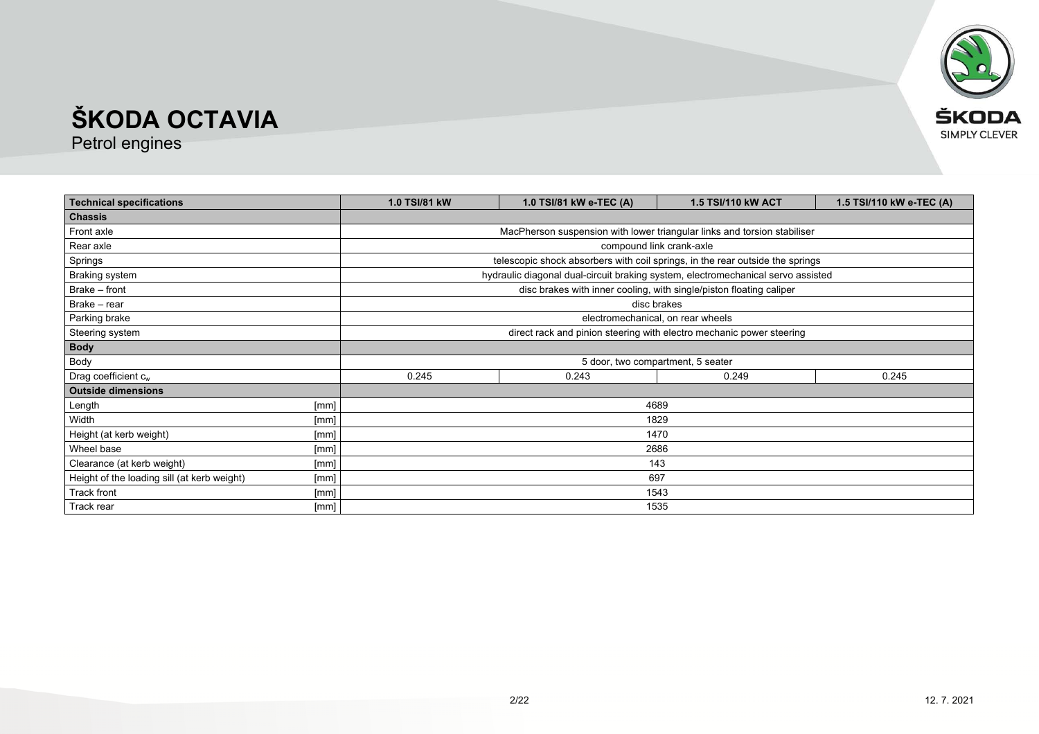// ŠKODA OCTAVIA

## Petrol engines

| Technical specifications | | 1.0 TSI/81 kW | 1.0 TSI/81 kW e-TEC (A) | 1.5 TSI/110 kW ACT | 1.5 TSI/110 kW e-TEC (A) |
|---|---|---|---|---|---|
| **Chassis** | | | | | |
| Front axle | | MacPherson suspension with lower triangular links and torsion stabiliser | | | |
| Rear axle | | compound link crank-axle | | | |
| Springs | | telescopic shock absorbers with coil springs, in the rear outside the springs | | | |
| Braking system | | hydraulic diagonal dual-circuit braking system, electromechanical servo assisted | | | |
| Brake – front | | disc brakes with inner cooling, with single/piston floating caliper | | | |
| Brake – rear | | disc brakes | | | |
| Parking brake | | electromechanical, on rear wheels | | | |
| Steering system | | direct rack and pinion steering with electro mechanic power steering | | | |
| **Body** | | | | | |
| Body | | 5 door, two compartment, 5 seater | | | |
| Drag coefficient $c_w$ | | 0.245 | 0.243 | 0.249 | 0.245 |
| **Outside dimensions** | | | | | |
| Length | [mm] | 4689 | | | |
| Width | [mm] | 1829 | | | |
| Height (at kerb weight) | [mm] | 1470 | | | |
| Wheel base | [mm] | 2686 | | | |
| Clearance (at kerb weight) | [mm] | 143 | | | |
| Height of the loading sill (at kerb weight) | [mm] | 697 | | | |
| Track front | [mm] | 1543 | | | |
| Track rear | [mm] | 1535 | | | |

12. 7. 2021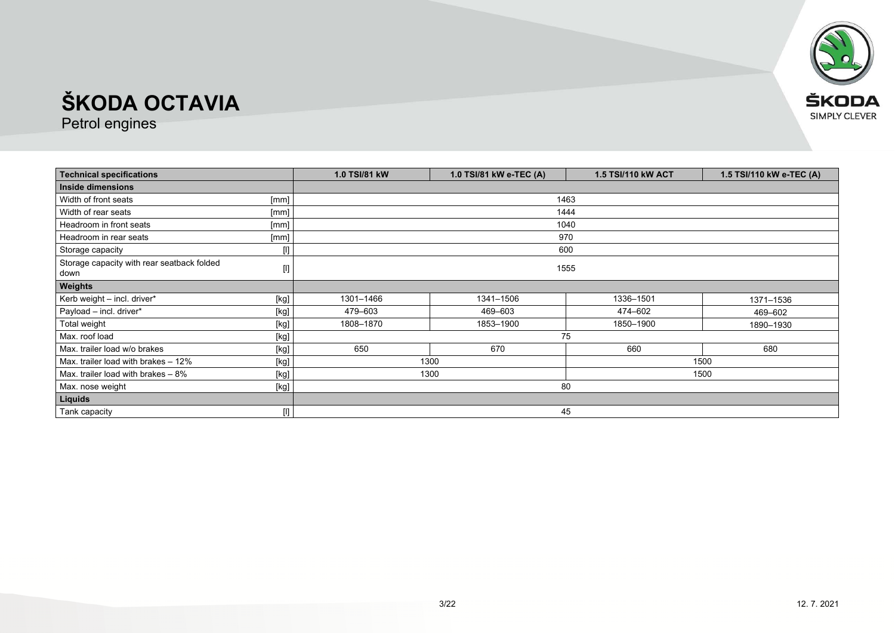# ŠKODA OCTAVIA

Petrol engines

| Technical specifications | | 1.0 TSI/81 kW | 1.0 TSI/81 kW e-TEC (A) | 1.5 TSI/110 kW ACT | 1.5 TSI/110 kW e-TEC (A) |
|---|---|---|---|---|---|
| **Inside dimensions** | | | | | |
| Width of front seats | [mm] | 1463 | | | |
| Width of rear seats | [mm] | 1444 | | | |
| Headroom in front seats | [mm] | 1040 | | | |
| Headroom in rear seats | [mm] | 970 | | | |
| Storage capacity | [l] | 600 | | | |
| Storage capacity with rear seatback folded down | [l] | 1555 | | | |
| **Weights** | | | | | |
| Kerb weight – incl. driver* | [kg] | 1301–1466 | 1341–1506 | 1336–1501 | 1371–1536 |
| Payload – incl. driver* | [kg] | 479–603 | 469–603 | 474–602 | 469–602 |
| Total weight | [kg] | 1808–1870 | 1853–1900 | 1850–1900 | 1890–1930 |
| Max. roof load | [kg] | 75 | | | |
| Max. trailer load w/o brakes | [kg] | 650 | 670 | 660 | 680 |
| Max. trailer load with brakes – 12% | [kg] | 1300 | | 1500 | |
| Max. trailer load with brakes – 8% | [kg] | 1300 | | 1500 | |
| Max. nose weight | [kg] | 80 | | | |
| **Liquids** | | | | | |
| Tank capacity | [l] | 45 | | | |

12. 7. 2021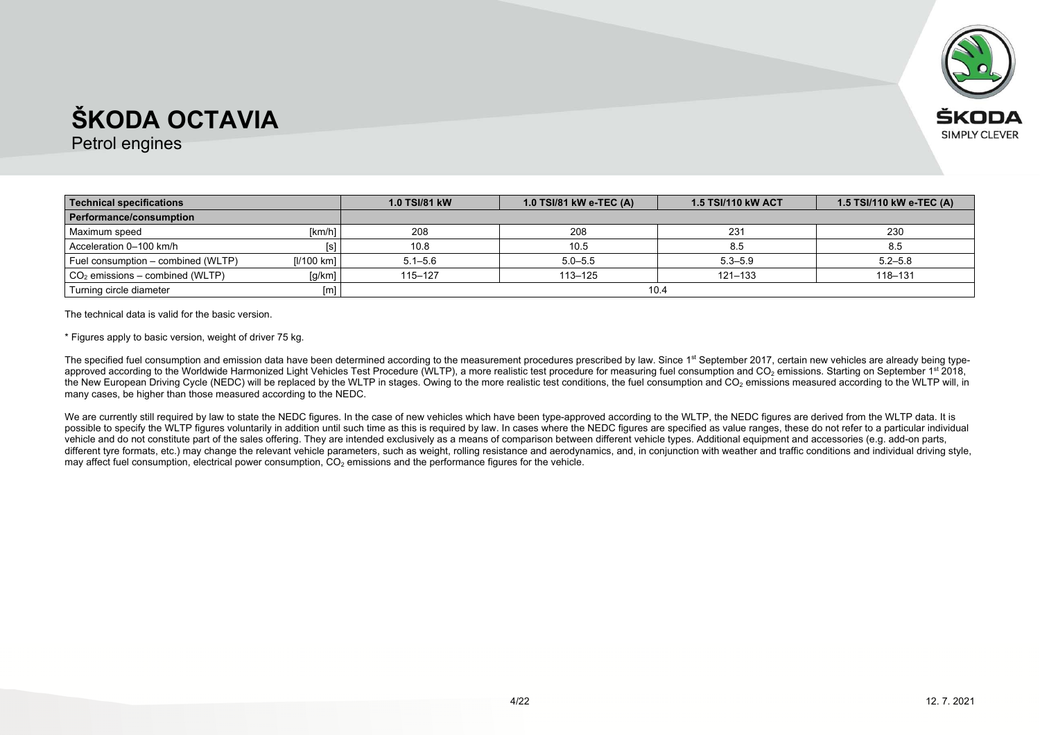# ŠKODA OCTAVIA

Petrol engines

| Technical specifications | | 1.0 TSI/81 kW | 1.0 TSI/81 kW e-TEC (A) | 1.5 TSI/110 kW ACT | 1.5 TSI/110 kW e-TEC (A) |
|---|---|---|---|---|---|
| **Performance/consumption** | | | | | |
| Maximum speed | [km/h] | 208 | 208 | 231 | 230 |
| Acceleration 0–100 km/h | [s] | 10.8 | 10.5 | 8.5 | 8.5 |
| Fuel consumption – combined (WLTP) | [l/100 km] | 5.1–5.6 | 5.0–5.5 | 5.3–5.9 | 5.2–5.8 |
| $CO_2$ emissions – combined (WLTP) | [g/km] | 115–127 | 113–125 | 121–133 | 118–131 |
| Turning circle diameter | [m] | 10.4 | | | |

The technical data is valid for the basic version.

* Figures apply to basic version, weight of driver 75 kg.

The specified fuel consumption and emission data have been determined according to the measurement procedures prescribed by law. Since 1st September 2017, certain new vehicles are already being type-approved according to the Worldwide Harmonized Light Vehicles Test Procedure (WLTP), a more realistic test procedure for measuring fuel consumption and $CO_2$ emissions. Starting on September 1st 2018, the New European Driving Cycle (NEDC) will be replaced by the WLTP in stages. Owing to the more realistic test conditions, the fuel consumption and $CO_2$ emissions measured according to the WLTP will, in many cases, be higher than those measured according to the NEDC.

We are currently still required by law to state the NEDC figures. In the case of new vehicles which have been type-approved according to the WLTP, the NEDC figures are derived from the WLTP data. It is possible to specify the WLTP figures voluntarily in addition until such time as this is required by law. In cases where the NEDC figures are specified as value ranges, these do not refer to a particular individual vehicle and do not constitute part of the sales offering. They are intended exclusively as a means of comparison between different vehicle types. Additional equipment and accessories (e.g. add-on parts, different tyre formats, etc.) may change the relevant vehicle parameters, such as weight, rolling resistance and aerodynamics, and, in conjunction with weather and traffic conditions and individual driving style, may affect fuel consumption, electrical power consumption, $CO_2$ emissions and the performance figures for the vehicle.

12. 7. 2021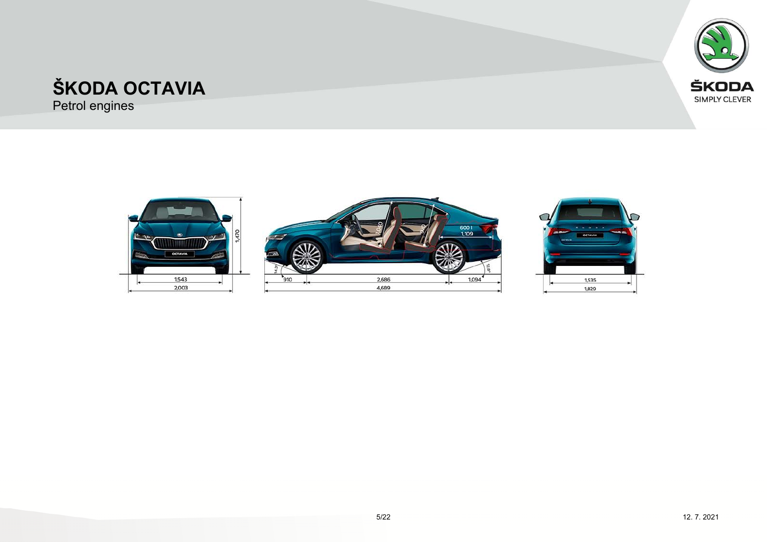# ŠKODA OCTAVIA

Petrol engines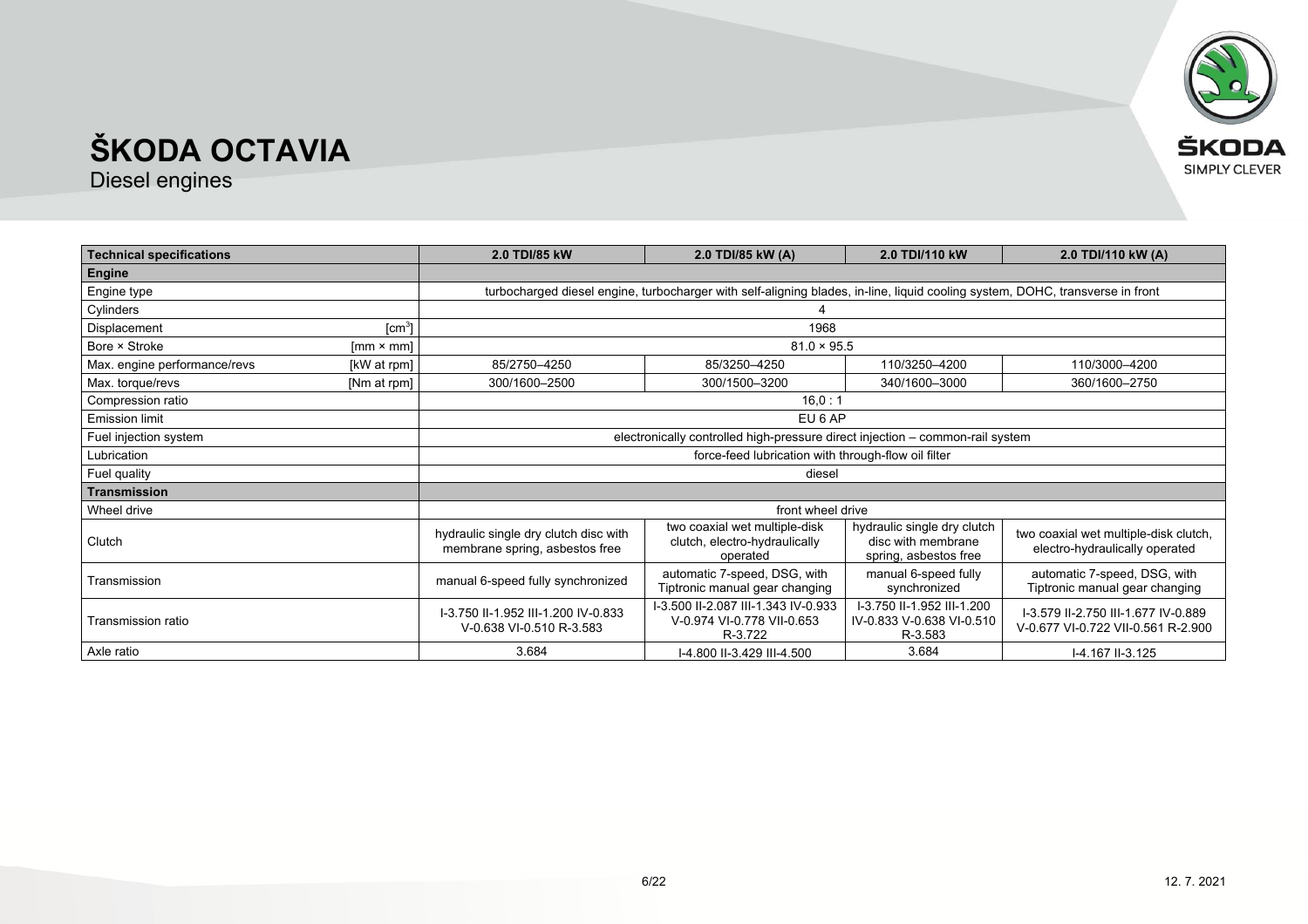# ŠKODA OCTAVIA

Diesel engines

| Technical specifications | | 2.0 TDI/85 kW | 2.0 TDI/85 kW (A) | 2.0 TDI/110 kW | 2.0 TDI/110 kW (A) |
|---|---|---|---|---|---|
| **Engine** | | | | | |
| Engine type | | turbocharged diesel engine, turbocharger with self-aligning blades, in-line, liquid cooling system, DOHC, transverse in front | | | |
| Cylinders | | 4 | | | |
| Displacement | [cm$^3$] | 1968 | | | |
| Bore × Stroke | [mm × mm] | 81.0 × 95.5 | | | |
| Max. engine performance/revs | [kW at rpm] | 85/2750–4250 | 85/3250–4250 | 110/3250–4200 | 110/3000–4200 |
| Max. torque/revs | [Nm at rpm] | 300/1600–2500 | 300/1500–3200 | 340/1600–3000 | 360/1600–2750 |
| Compression ratio | | 16,0 : 1 | | | |
| Emission limit | | EU 6 AP | | | |
| Fuel injection system | | electronically controlled high-pressure direct injection – common-rail system | | | |
| Lubrication | | force-feed lubrication with through-flow oil filter | | | |
| Fuel quality | | diesel | | | |
| **Transmission** | | | | | |
| Wheel drive | | front wheel drive | | | |
| Clutch | | hydraulic single dry clutch disc with membrane spring, asbestos free | two coaxial wet multiple-disk clutch, electro-hydraulically operated | hydraulic single dry clutch disc with membrane spring, asbestos free | two coaxial wet multiple-disk clutch, electro-hydraulically operated |
| Transmission | | manual 6-speed fully synchronized | automatic 7-speed, DSG, with Tiptronic manual gear changing | manual 6-speed fully synchronized | automatic 7-speed, DSG, with Tiptronic manual gear changing |
| Transmission ratio | | I-3.750 II-1.952 III-1.200 IV-0.833 V-0.638 VI-0.510 R-3.583 | I-3.500 II-2.087 III-1.343 IV-0.933 V-0.974 VI-0.778 VII-0.653 R-3.722 | I-3.750 II-1.952 III-1.200 IV-0.833 V-0.638 VI-0.510 R-3.583 | I-3.579 II-2.750 III-1.677 IV-0.889 V-0.677 VI-0.722 VII-0.561 R-2.900 |
| Axle ratio | | 3.684 | I-4.800 II-3.429 III-4.500 | 3.684 | I-4.167 II-3.125 |

12. 7. 2021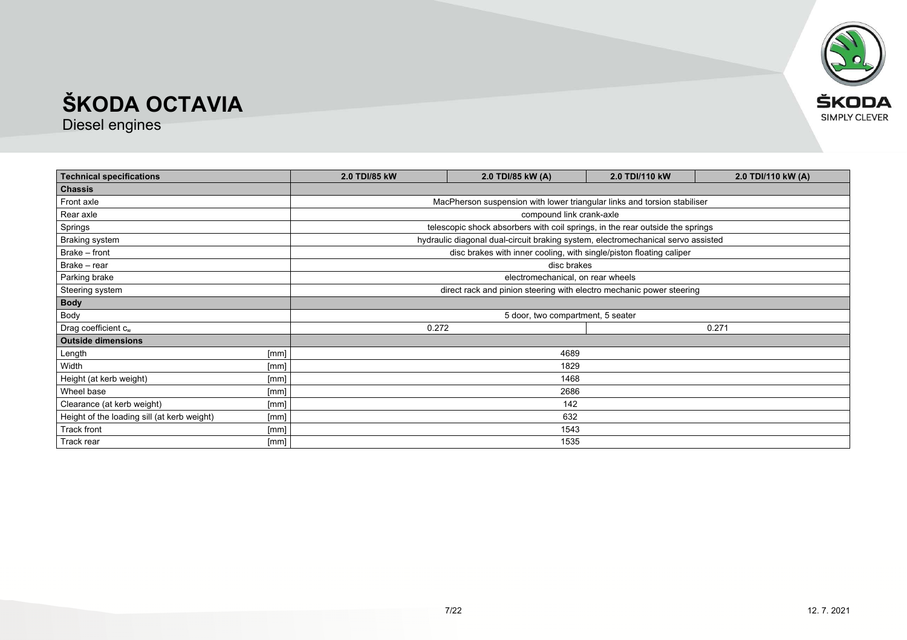# ŠKODA OCTAVIA

Diesel engines

| Technical specifications | | 2.0 TDI/85 kW | 2.0 TDI/85 kW (A) | 2.0 TDI/110 kW | 2.0 TDI/110 kW (A) |
|---|---|---|---|---|---|
| **Chassis** | | | | | |
| Front axle | | MacPherson suspension with lower triangular links and torsion stabiliser | | | |
| Rear axle | | compound link crank-axle | | | |
| Springs | | telescopic shock absorbers with coil springs, in the rear outside the springs | | | |
| Braking system | | hydraulic diagonal dual-circuit braking system, electromechanical servo assisted | | | |
| Brake – front | | disc brakes with inner cooling, with single/piston floating caliper | | | |
| Brake – rear | | disc brakes | | | |
| Parking brake | | electromechanical, on rear wheels | | | |
| Steering system | | direct rack and pinion steering with electro mechanic power steering | | | |
| **Body** | | | | | |
| Body | | 5 door, two compartment, 5 seater | | | |
| Drag coefficient $c_w$ | | 0.272 | | 0.271 | |
| **Outside dimensions** | | | | | |
| Length | [mm] | 4689 | | | |
| Width | [mm] | 1829 | | | |
| Height (at kerb weight) | [mm] | 1468 | | | |
| Wheel base | [mm] | 2686 | | | |
| Clearance (at kerb weight) | [mm] | 142 | | | |
| Height of the loading sill (at kerb weight) | [mm] | 632 | | | |
| Track front | [mm] | 1543 | | | |
| Track rear | [mm] | 1535 | | | |

12. 7. 2021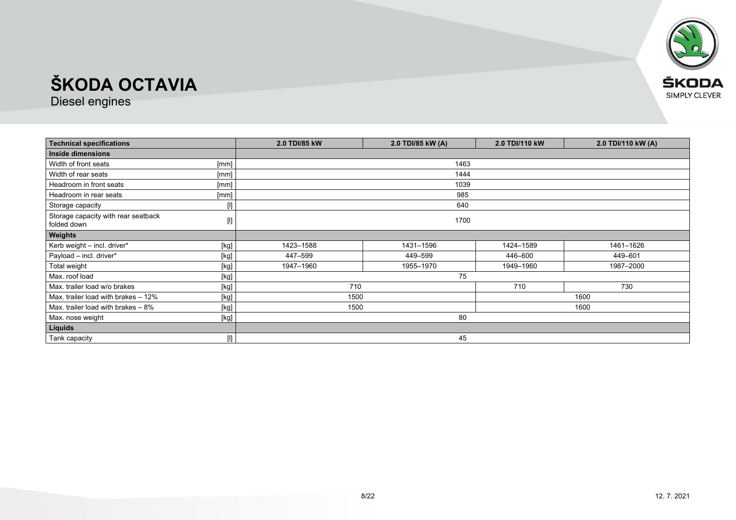# ŠKODA OCTAVIA

Diesel engines

| Technical specifications | | 2.0 TDI/85 kW | 2.0 TDI/85 kW (A) | 2.0 TDI/110 kW | 2.0 TDI/110 kW (A) |
|---|---|---|---|---|---|
| **Inside dimensions** | | | | | |
| Width of front seats | [mm] | 1463 | | | |
| Width of rear seats | [mm] | 1444 | | | |
| Headroom in front seats | [mm] | 1039 | | | |
| Headroom in rear seats | [mm] | 985 | | | |
| Storage capacity | [l] | 640 | | | |
| Storage capacity with rear seatback folded down | [l] | 1700 | | | |
| **Weights** | | | | | |
| Kerb weight – incl. driver* | [kg] | 1423–1588 | 1431–1596 | 1424–1589 | 1461–1626 |
| Payload – incl. driver* | [kg] | 447–599 | 449–599 | 446–600 | 449–601 |
| Total weight | [kg] | 1947–1960 | 1955–1970 | 1949–1960 | 1987–2000 |
| Max. roof load | [kg] | 75 | | | |
| Max. trailer load w/o brakes | [kg] | 710 | | 710 | 730 |
| Max. trailer load with brakes – 12% | [kg] | 1500 | | 1600 | |
| Max. trailer load with brakes – 8% | [kg] | 1500 | | 1600 | |
| Max. nose weight | [kg] | 80 | | | |
| **Liquids** | | | | | |
| Tank capacity | [l] | 45 | | | |

12. 7. 2021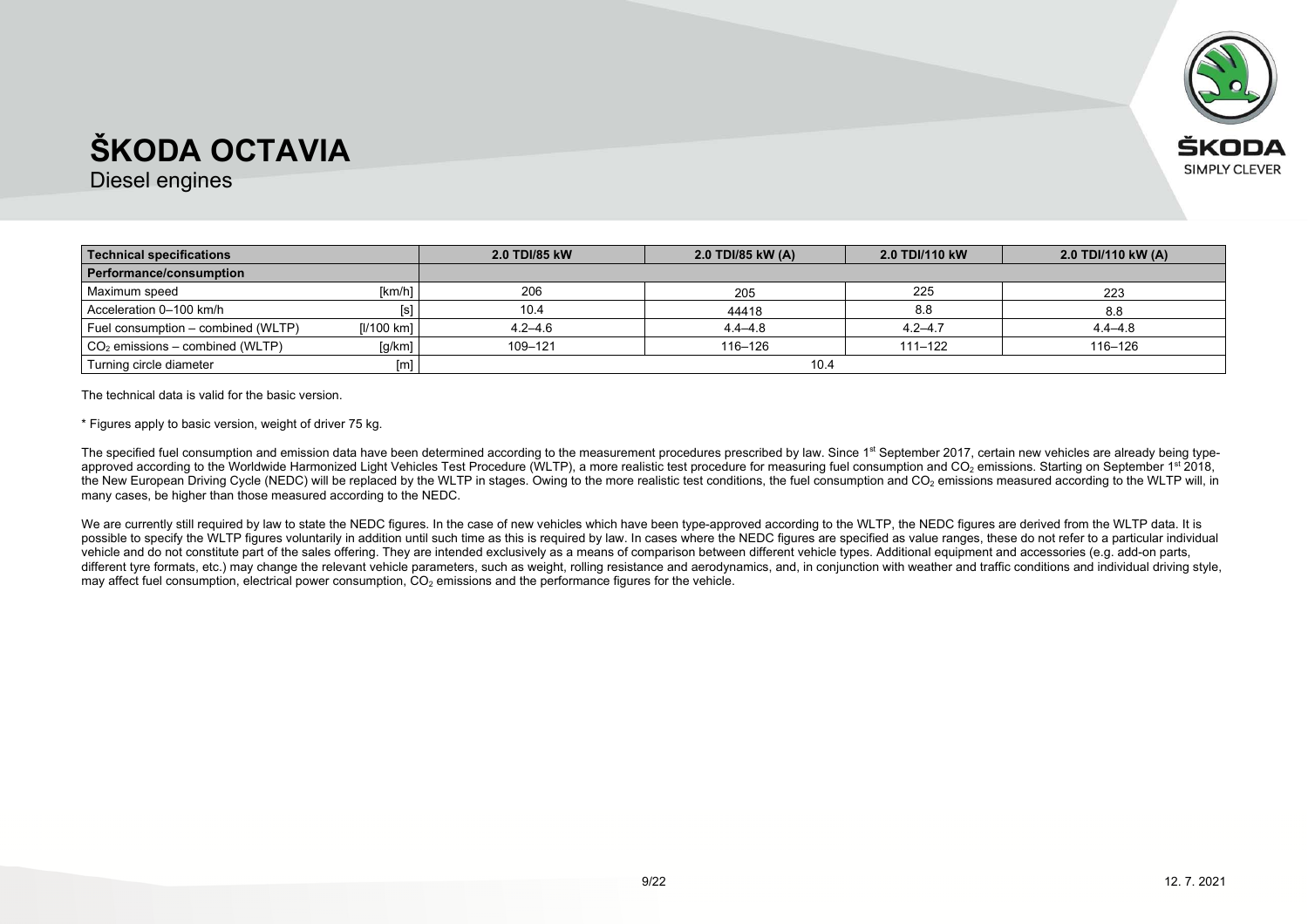# ŠKODA OCTAVIA

Diesel engines

| Technical specifications | | 2.0 TDI/85 kW | 2.0 TDI/85 kW (A) | 2.0 TDI/110 kW | 2.0 TDI/110 kW (A) |
|---|---|---|---|---|---|
| **Performance/consumption** | | | | | |
| Maximum speed | [km/h] | 206 | 205 | 225 | 223 |
| Acceleration 0–100 km/h | [s] | 10.4 | 44418 | 8.8 | 8.8 |
| Fuel consumption – combined (WLTP) | [l/100 km] | 4.2–4.6 | 4.4–4.8 | 4.2–4.7 | 4.4–4.8 |
| $CO_2$ emissions – combined (WLTP) | [g/km] | 109–121 | 116–126 | 111–122 | 116–126 |
| Turning circle diameter | [m] | 10.4 | | | |

The technical data is valid for the basic version.

* Figures apply to basic version, weight of driver 75 kg.

The specified fuel consumption and emission data have been determined according to the measurement procedures prescribed by law. Since 1st September 2017, certain new vehicles are already being type-approved according to the Worldwide Harmonized Light Vehicles Test Procedure (WLTP), a more realistic test procedure for measuring fuel consumption and $CO_2$ emissions. Starting on September 1st 2018, the New European Driving Cycle (NEDC) will be replaced by the WLTP in stages. Owing to the more realistic test conditions, the fuel consumption and $CO_2$ emissions measured according to the WLTP will, in many cases, be higher than those measured according to the NEDC.

We are currently still required by law to state the NEDC figures. In the case of new vehicles which have been type-approved according to the WLTP, the NEDC figures are derived from the WLTP data. It is possible to specify the WLTP figures voluntarily in addition until such time as this is required by law. In cases where the NEDC figures are specified as value ranges, these do not refer to a particular individual vehicle and do not constitute part of the sales offering. They are intended exclusively as a means of comparison between different vehicle types. Additional equipment and accessories (e.g. add-on parts, different tyre formats, etc.) may change the relevant vehicle parameters, such as weight, rolling resistance and aerodynamics, and, in conjunction with weather and traffic conditions and individual driving style, may affect fuel consumption, electrical power consumption, $CO_2$ emissions and the performance figures for the vehicle.

12. 7. 2021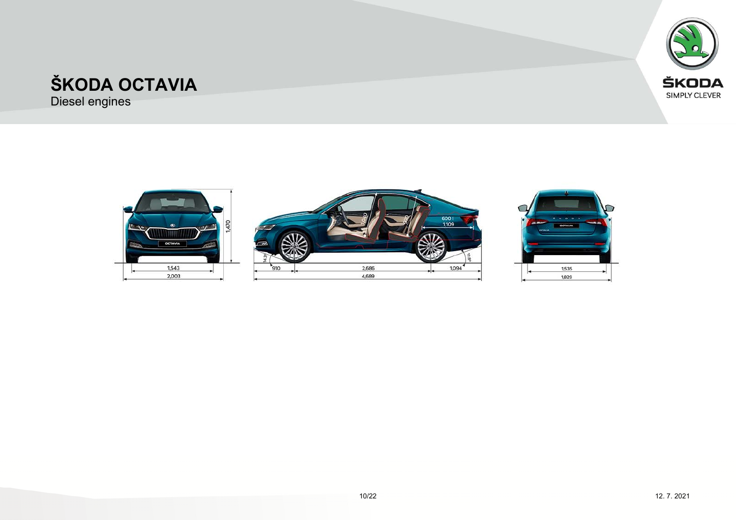# ŠKODA OCTAVIA

Diesel engines

1,470

1,543

2,003

1040

980

600 l

1,109

14.3°

12.8°

910

2,686

1,094

4,689

1,535

1,829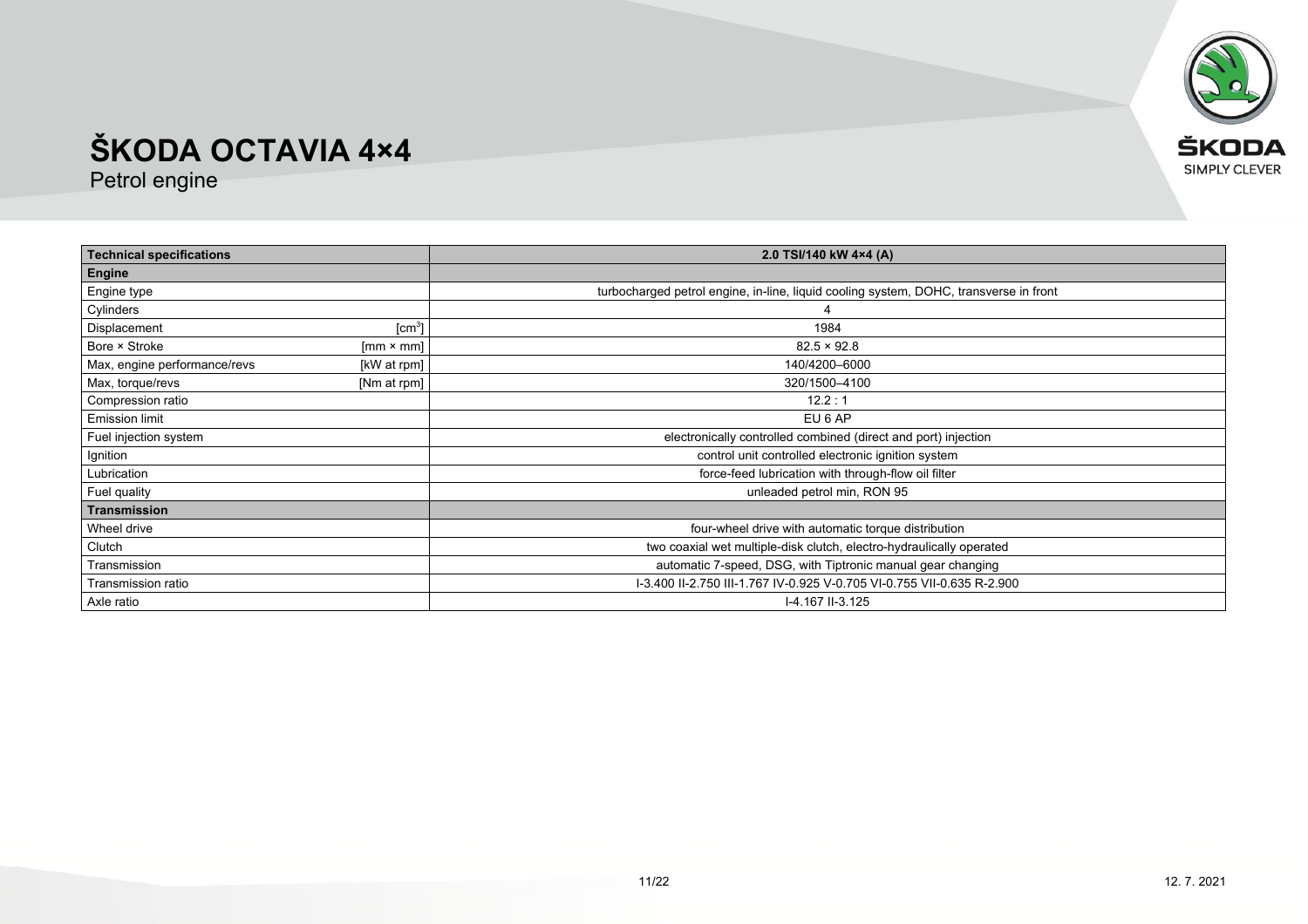# ŠKODA OCTAVIA 4×4

Petrol engine

| Technical specifications | | 2.0 TSI/140 kW 4×4 (A) |
|---|---|---|
| **Engine** | | |
| Engine type | | turbocharged petrol engine, in-line, liquid cooling system, DOHC, transverse in front |
| Cylinders | | 4 |
| Displacement | [cm$^3$] | 1984 |
| Bore × Stroke | [mm × mm] | 82.5 × 92.8 |
| Max, engine performance/revs | [kW at rpm] | 140/4200–6000 |
| Max, torque/revs | [Nm at rpm] | 320/1500–4100 |
| Compression ratio | | 12.2 : 1 |
| Emission limit | | EU 6 AP |
| Fuel injection system | | electronically controlled combined (direct and port) injection |
| Ignition | | control unit controlled electronic ignition system |
| Lubrication | | force-feed lubrication with through-flow oil filter |
| Fuel quality | | unleaded petrol min, RON 95 |
| **Transmission** | | |
| Wheel drive | | four-wheel drive with automatic torque distribution |
| Clutch | | two coaxial wet multiple-disk clutch, electro-hydraulically operated |
| Transmission | | automatic 7-speed, DSG, with Tiptronic manual gear changing |
| Transmission ratio | | I-3.400 II-2.750 III-1.767 IV-0.925 V-0.705 VI-0.755 VII-0.635 R-2.900 |
| Axle ratio | | I-4.167 II-3.125 |

12. 7. 2021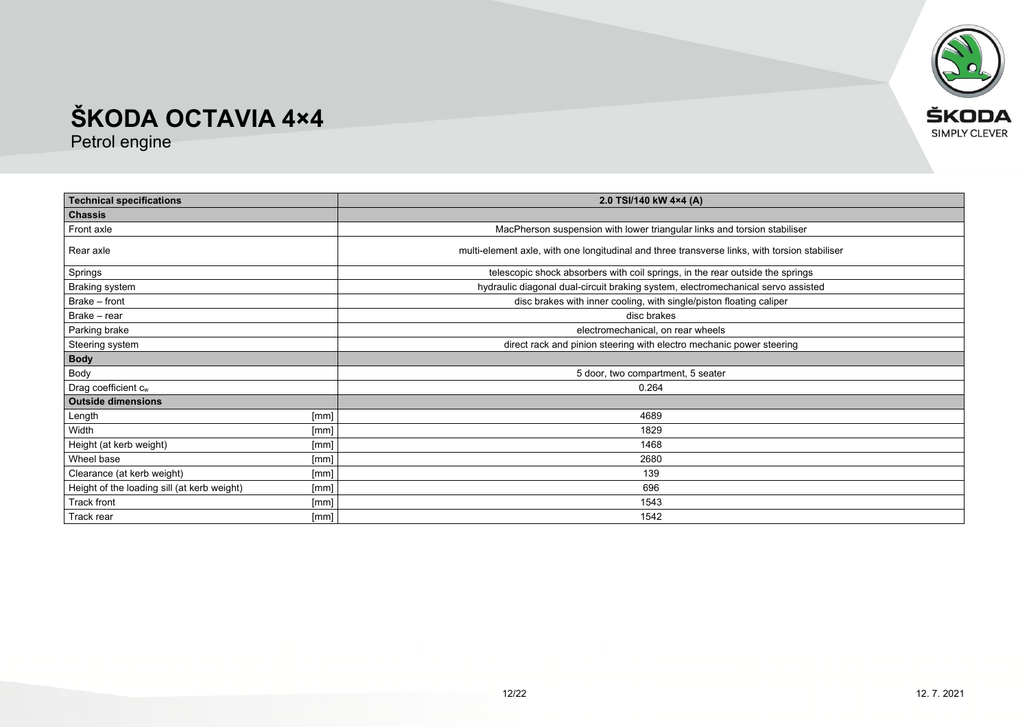# ŠKODA OCTAVIA 4×4

Petrol engine

| Technical specifications | | 2.0 TSI/140 kW 4×4 (A) |
|---|---|---|
| **Chassis** | | |
| Front axle | | MacPherson suspension with lower triangular links and torsion stabiliser |
| Rear axle | | multi-element axle, with one longitudinal and three transverse links, with torsion stabiliser |
| Springs | | telescopic shock absorbers with coil springs, in the rear outside the springs |
| Braking system | | hydraulic diagonal dual-circuit braking system, electromechanical servo assisted |
| Brake – front | | disc brakes with inner cooling, with single/piston floating caliper |
| Brake – rear | | disc brakes |
| Parking brake | | electromechanical, on rear wheels |
| Steering system | | direct rack and pinion steering with electro mechanic power steering |
| **Body** | | |
| Body | | 5 door, two compartment, 5 seater |
| Drag coefficient $c_w$ | | 0.264 |
| **Outside dimensions** | | |
| Length | [mm] | 4689 |
| Width | [mm] | 1829 |
| Height (at kerb weight) | [mm] | 1468 |
| Wheel base | [mm] | 2680 |
| Clearance (at kerb weight) | [mm] | 139 |
| Height of the loading sill (at kerb weight) | [mm] | 696 |
| Track front | [mm] | 1543 |
| Track rear | [mm] | 1542 |

12. 7. 2021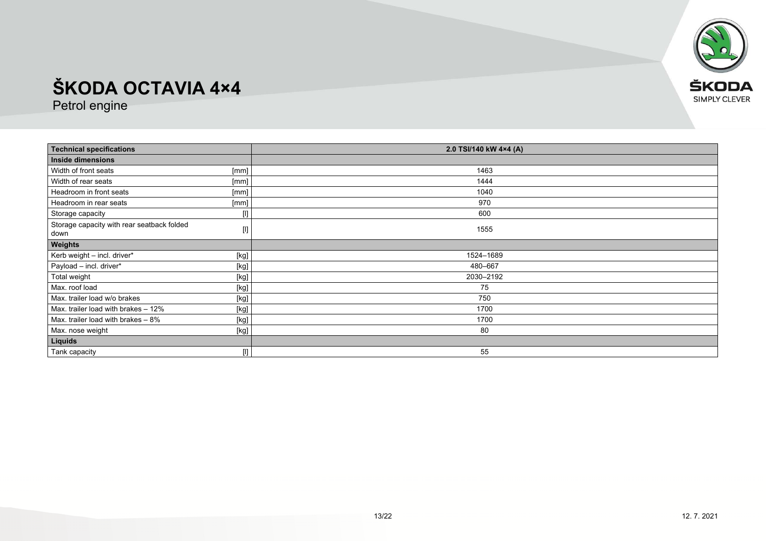# ŠKODA OCTAVIA 4×4

Petrol engine

| Technical specifications | | 2.0 TSI/140 kW 4×4 (A) |
|---|---|---|
| **Inside dimensions** | | |
| Width of front seats | [mm] | 1463 |
| Width of rear seats | [mm] | 1444 |
| Headroom in front seats | [mm] | 1040 |
| Headroom in rear seats | [mm] | 970 |
| Storage capacity | [l] | 600 |
| Storage capacity with rear seatback folded down | [l] | 1555 |
| **Weights** | | |
| Kerb weight – incl. driver* | [kg] | 1524–1689 |
| Payload – incl. driver* | [kg] | 480–667 |
| Total weight | [kg] | 2030–2192 |
| Max. roof load | [kg] | 75 |
| Max. trailer load w/o brakes | [kg] | 750 |
| Max. trailer load with brakes – 12% | [kg] | 1700 |
| Max. trailer load with brakes – 8% | [kg] | 1700 |
| Max. nose weight | [kg] | 80 |
| **Liquids** | | |
| Tank capacity | [l] | 55 |

12. 7. 2021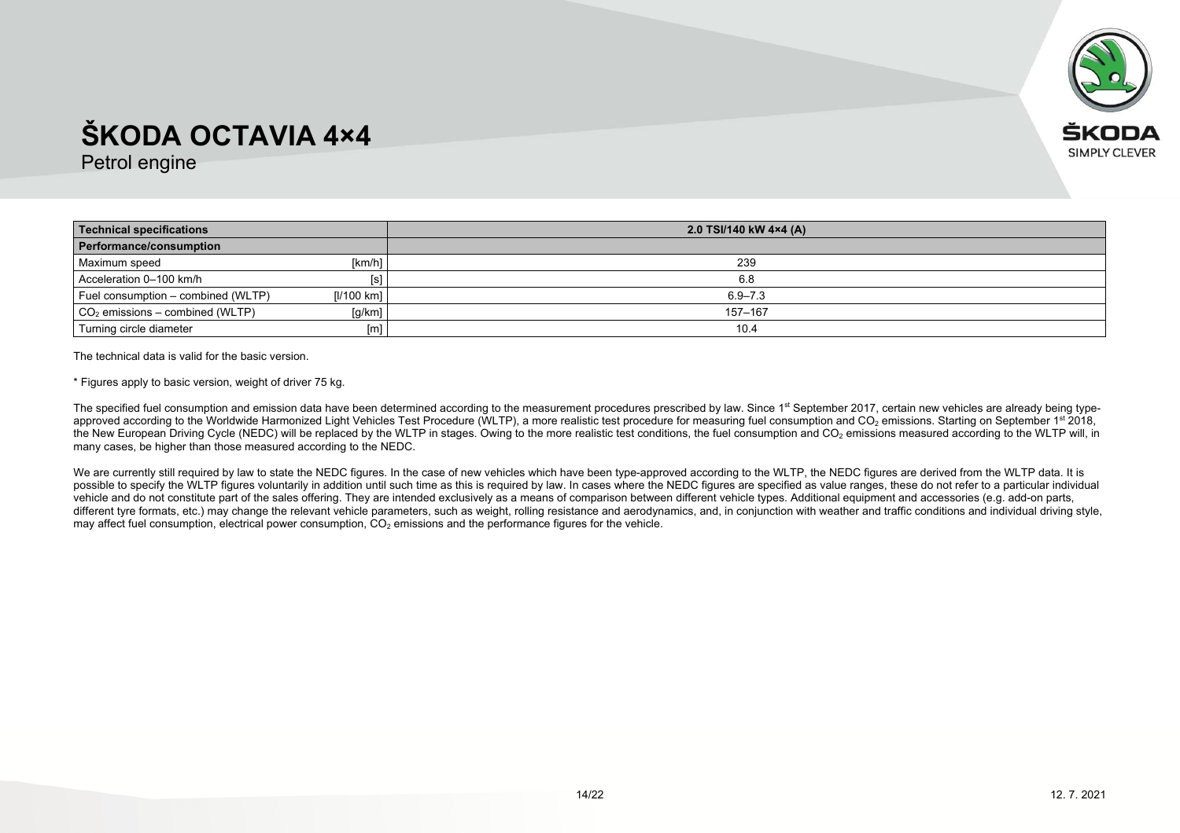# ŠKODA OCTAVIA 4×4

Petrol engine

| Technical specifications | | 2.0 TSI/140 kW 4×4 (A) |
|---|---|---|
| **Performance/consumption** | | |
| Maximum speed | [km/h] | 239 |
| Acceleration 0–100 km/h | [s] | 6.8 |
| Fuel consumption – combined (WLTP) | [l/100 km] | 6.9–7.3 |
| $CO_2$ emissions – combined (WLTP) | [g/km] | 157–167 |
| Turning circle diameter | [m] | 10.4 |

The technical data is valid for the basic version.

* Figures apply to basic version, weight of driver 75 kg.

The specified fuel consumption and emission data have been determined according to the measurement procedures prescribed by law. Since 1st September 2017, certain new vehicles are already being type-approved according to the Worldwide Harmonized Light Vehicles Test Procedure (WLTP), a more realistic test procedure for measuring fuel consumption and $CO_2$ emissions. Starting on September 1st 2018, the New European Driving Cycle (NEDC) will be replaced by the WLTP in stages. Owing to the more realistic test conditions, the fuel consumption and $CO_2$ emissions measured according to the WLTP will, in many cases, be higher than those measured according to the NEDC.

We are currently still required by law to state the NEDC figures. In the case of new vehicles which have been type-approved according to the WLTP, the NEDC figures are derived from the WLTP data. It is possible to specify the WLTP figures voluntarily in addition until such time as this is required by law. In cases where the NEDC figures are specified as value ranges, these do not refer to a particular individual vehicle and do not constitute part of the sales offering. They are intended exclusively as a means of comparison between different vehicle types. Additional equipment and accessories (e.g. add-on parts, different tyre formats, etc.) may change the relevant vehicle parameters, such as weight, rolling resistance and aerodynamics, and, in conjunction with weather and traffic conditions and individual driving style, may affect fuel consumption, electrical power consumption, $CO_2$ emissions and the performance figures for the vehicle.

12. 7. 2021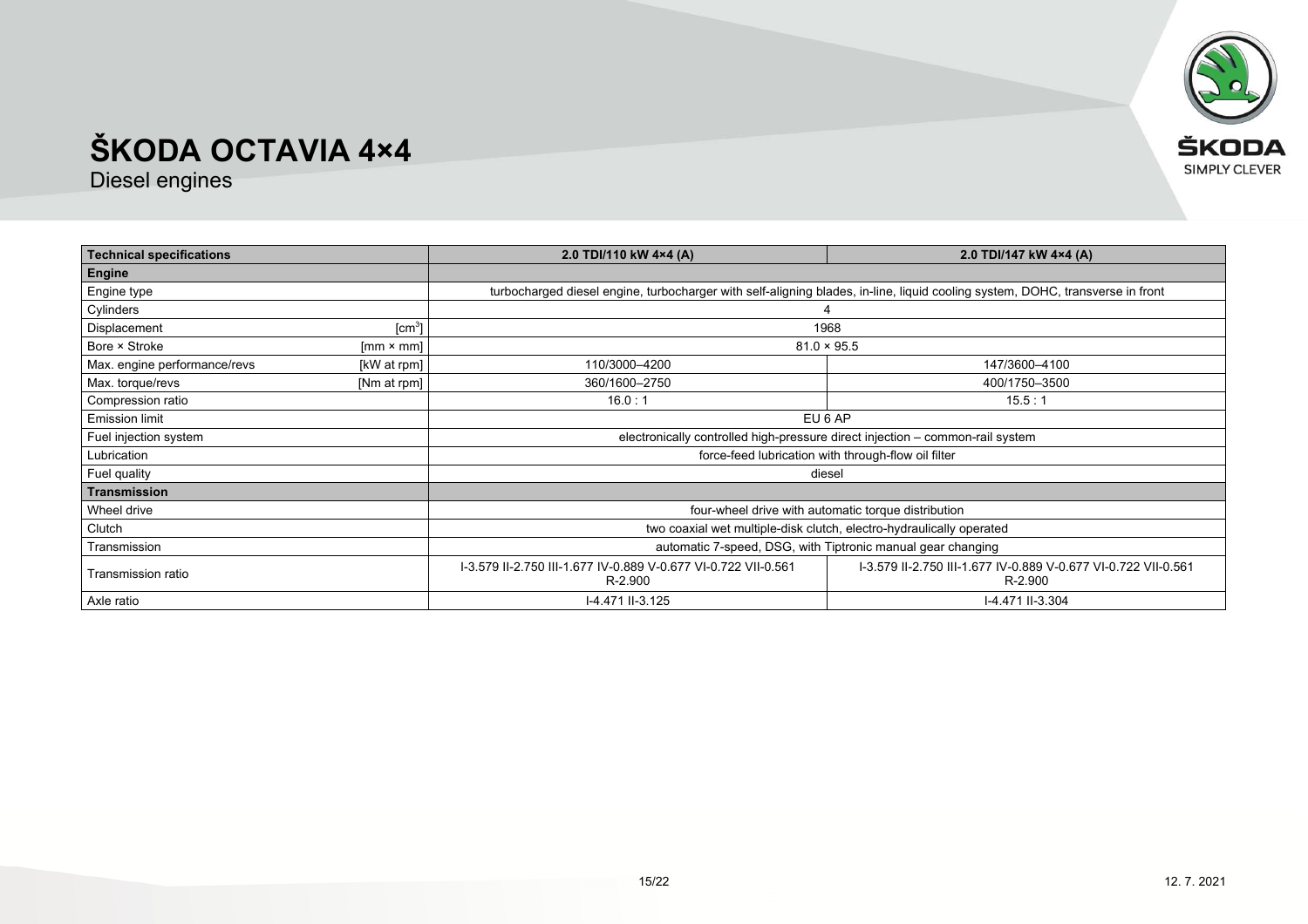# ŠKODA OCTAVIA 4×4

## Diesel engines

| Technical specifications | | 2.0 TDI/110 kW 4×4 (A) | 2.0 TDI/147 kW 4×4 (A) |
|---|---|---|---|
| **Engine** | | | |
| Engine type | | turbocharged diesel engine, turbocharger with self-aligning blades, in-line, liquid cooling system, DOHC, transverse in front | |
| Cylinders | | 4 | |
| Displacement | [cm$^3$] | 1968 | |
| Bore × Stroke | [mm × mm] | 81.0 × 95.5 | |
| Max. engine performance/revs | [kW at rpm] | 110/3000–4200 | 147/3600–4100 |
| Max. torque/revs | [Nm at rpm] | 360/1600–2750 | 400/1750–3500 |
| Compression ratio | | 16.0 : 1 | 15.5 : 1 |
| Emission limit | | EU 6 AP | |
| Fuel injection system | | electronically controlled high-pressure direct injection – common-rail system | |
| Lubrication | | force-feed lubrication with through-flow oil filter | |
| Fuel quality | | diesel | |
| **Transmission** | | | |
| Wheel drive | | four-wheel drive with automatic torque distribution | |
| Clutch | | two coaxial wet multiple-disk clutch, electro-hydraulically operated | |
| Transmission | | automatic 7-speed, DSG, with Tiptronic manual gear changing | |
| Transmission ratio | | I-3.579 II-2.750 III-1.677 IV-0.889 V-0.677 VI-0.722 VII-0.561 R-2.900 | I-3.579 II-2.750 III-1.677 IV-0.889 V-0.677 VI-0.722 VII-0.561 R-2.900 |
| Axle ratio | | I-4.471 II-3.125 | I-4.471 II-3.304 |

12. 7. 2021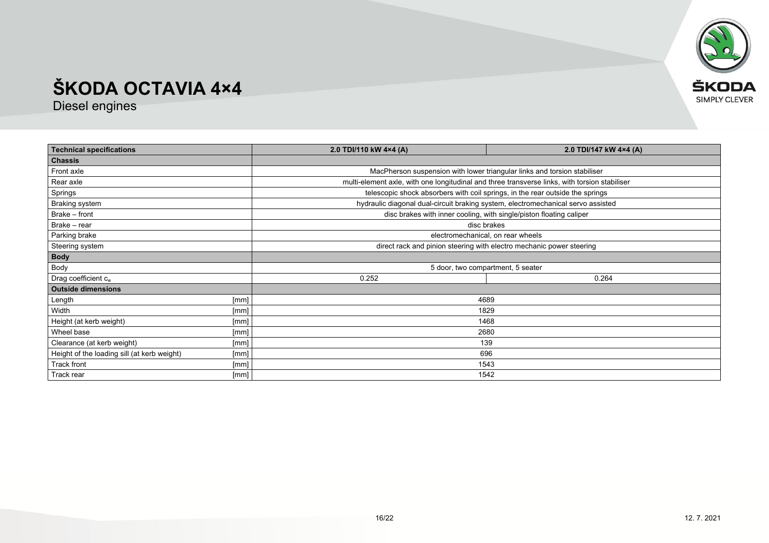# ŠKODA OCTAVIA 4×4

Diesel engines

| Technical specifications | | 2.0 TDI/110 kW 4×4 (A) | 2.0 TDI/147 kW 4×4 (A) |
|---|---|---|---|
| **Chassis** | | | |
| Front axle | | MacPherson suspension with lower triangular links and torsion stabiliser | |
| Rear axle | | multi-element axle, with one longitudinal and three transverse links, with torsion stabiliser | |
| Springs | | telescopic shock absorbers with coil springs, in the rear outside the springs | |
| Braking system | | hydraulic diagonal dual-circuit braking system, electromechanical servo assisted | |
| Brake – front | | disc brakes with inner cooling, with single/piston floating caliper | |
| Brake – rear | | disc brakes | |
| Parking brake | | electromechanical, on rear wheels | |
| Steering system | | direct rack and pinion steering with electro mechanic power steering | |
| **Body** | | | |
| Body | | 5 door, two compartment, 5 seater | |
| Drag coefficient $c_w$ | | 0.252 | 0.264 |
| **Outside dimensions** | | | |
| Length | [mm] | 4689 | |
| Width | [mm] | 1829 | |
| Height (at kerb weight) | [mm] | 1468 | |
| Wheel base | [mm] | 2680 | |
| Clearance (at kerb weight) | [mm] | 139 | |
| Height of the loading sill (at kerb weight) | [mm] | 696 | |
| Track front | [mm] | 1543 | |
| Track rear | [mm] | 1542 | |

12. 7. 2021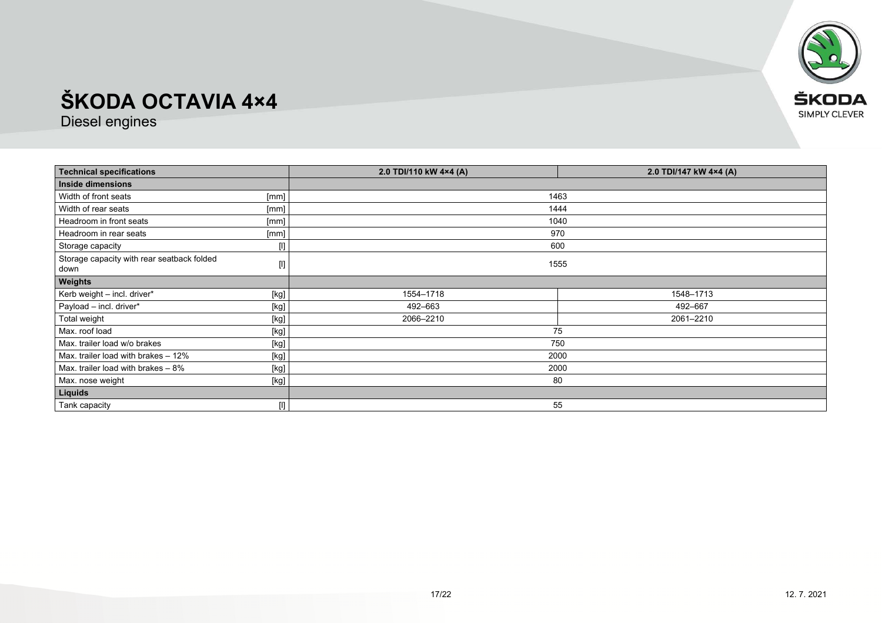# ŠKODA OCTAVIA 4×4

Diesel engines

| Technical specifications | | 2.0 TDI/110 kW 4×4 (A) | 2.0 TDI/147 kW 4×4 (A) |
|---|---|---|---|
| **Inside dimensions** | | | |
| Width of front seats | [mm] | 1463 | |
| Width of rear seats | [mm] | 1444 | |
| Headroom in front seats | [mm] | 1040 | |
| Headroom in rear seats | [mm] | 970 | |
| Storage capacity | [l] | 600 | |
| Storage capacity with rear seatback folded down | [l] | 1555 | |
| **Weights** | | | |
| Kerb weight – incl. driver* | [kg] | 1554–1718 | 1548–1713 |
| Payload – incl. driver* | [kg] | 492–663 | 492–667 |
| Total weight | [kg] | 2066–2210 | 2061–2210 |
| Max. roof load | [kg] | 75 | |
| Max. trailer load w/o brakes | [kg] | 750 | |
| Max. trailer load with brakes – 12% | [kg] | 2000 | |
| Max. trailer load with brakes – 8% | [kg] | 2000 | |
| Max. nose weight | [kg] | 80 | |
| **Liquids** | | | |
| Tank capacity | [l] | 55 | |

12. 7. 2021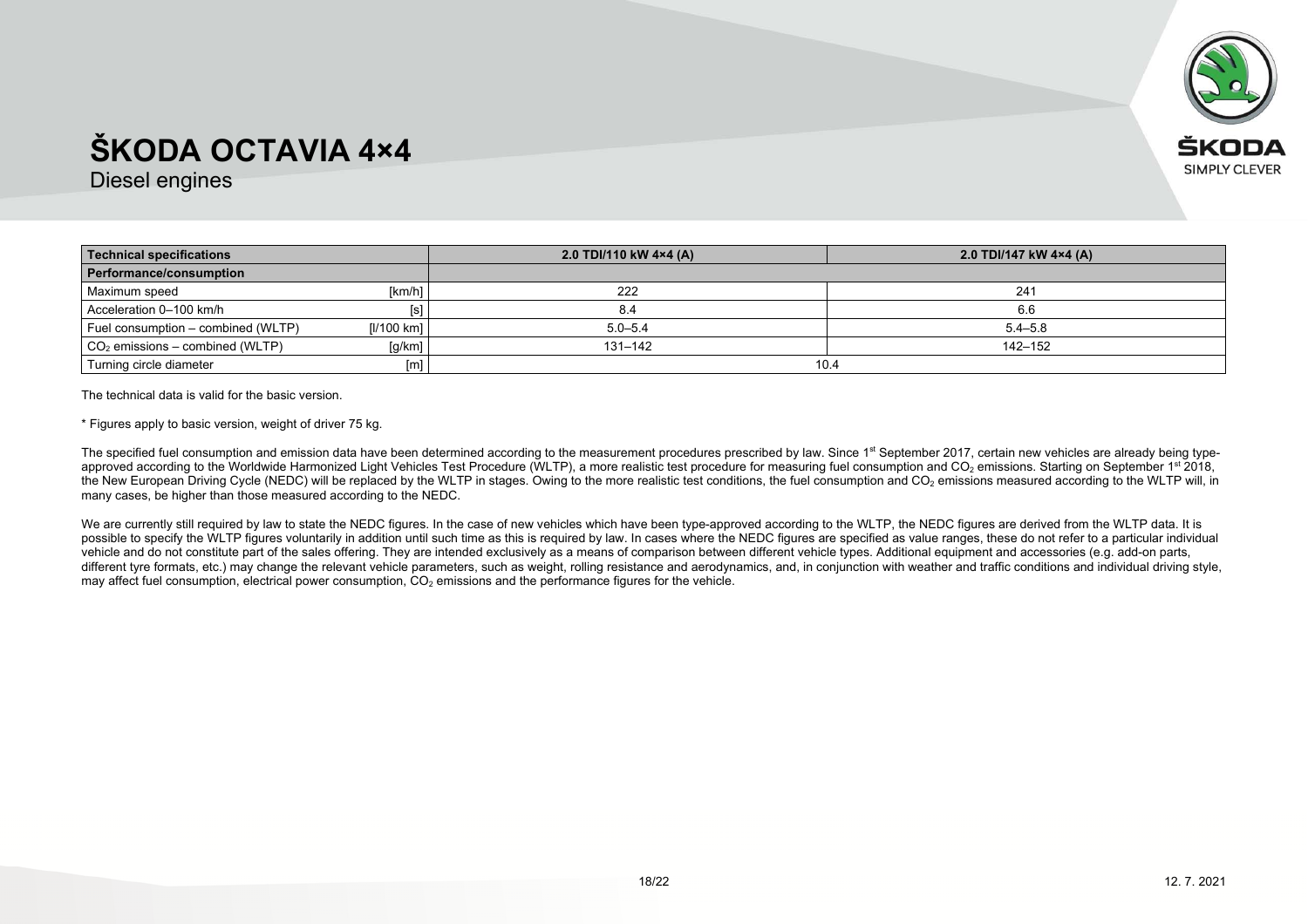# ŠKODA OCTAVIA 4×4

Diesel engines

| Technical specifications | | 2.0 TDI/110 kW 4×4 (A) | 2.0 TDI/147 kW 4×4 (A) |
|---|---|---|---|
| **Performance/consumption** | | | |
| Maximum speed | [km/h] | 222 | 241 |
| Acceleration 0–100 km/h | [s] | 8.4 | 6.6 |
| Fuel consumption – combined (WLTP) | [l/100 km] | 5.0–5.4 | 5.4–5.8 |
| $CO_2$ emissions – combined (WLTP) | [g/km] | 131–142 | 142–152 |
| Turning circle diameter | [m] | 10.4 | |

The technical data is valid for the basic version.

* Figures apply to basic version, weight of driver 75 kg.

The specified fuel consumption and emission data have been determined according to the measurement procedures prescribed by law. Since 1st September 2017, certain new vehicles are already being type-approved according to the Worldwide Harmonized Light Vehicles Test Procedure (WLTP), a more realistic test procedure for measuring fuel consumption and $CO_2$ emissions. Starting on September 1st 2018, the New European Driving Cycle (NEDC) will be replaced by the WLTP in stages. Owing to the more realistic test conditions, the fuel consumption and $CO_2$ emissions measured according to the WLTP will, in many cases, be higher than those measured according to the NEDC.

We are currently still required by law to state the NEDC figures. In the case of new vehicles which have been type-approved according to the WLTP, the NEDC figures are derived from the WLTP data. It is possible to specify the WLTP figures voluntarily in addition until such time as this is required by law. In cases where the NEDC figures are specified as value ranges, these do not refer to a particular individual vehicle and do not constitute part of the sales offering. They are intended exclusively as a means of comparison between different vehicle types. Additional equipment and accessories (e.g. add-on parts, different tyre formats, etc.) may change the relevant vehicle parameters, such as weight, rolling resistance and aerodynamics, and, in conjunction with weather and traffic conditions and individual driving style, may affect fuel consumption, electrical power consumption, $CO_2$ emissions and the performance figures for the vehicle.

12. 7. 2021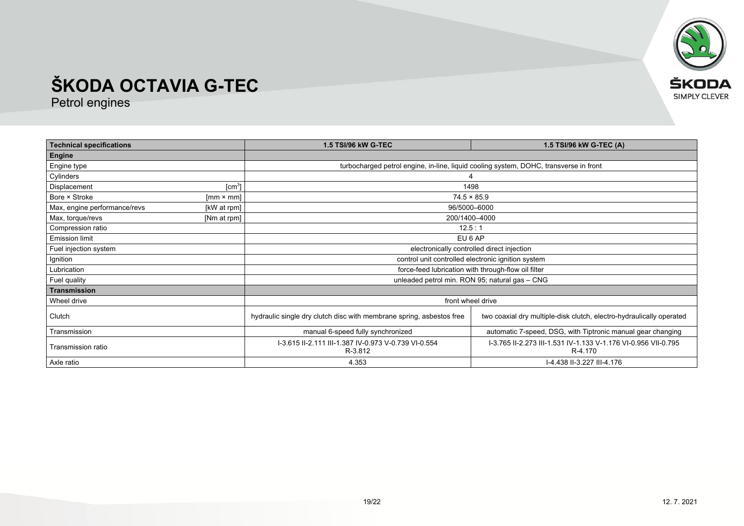# ŠKODA OCTAVIA G-TEC

Petrol engines

| Technical specifications | | 1.5 TSI/96 kW G-TEC | 1.5 TSI/96 kW G-TEC (A) |
|---|---|---|---|
| **Engine** | | | |
| Engine type | | turbocharged petrol engine, in-line, liquid cooling system, DOHC, transverse in front | |
| Cylinders | | 4 | |
| Displacement | [$cm^3$] | 1498 | |
| Bore × Stroke | [mm × mm] | 74.5 × 85.9 | |
| Max, engine performance/revs | [kW at rpm] | 96/5000–6000 | |
| Max, torque/revs | [Nm at rpm] | 200/1400–4000 | |
| Compression ratio | | 12.5 : 1 | |
| Emission limit | | EU 6 AP | |
| Fuel injection system | | electronically controlled direct injection | |
| Ignition | | control unit controlled electronic ignition system | |
| Lubrication | | force-feed lubrication with through-flow oil filter | |
| Fuel quality | | unleaded petrol min. RON 95; natural gas – CNG | |
| **Transmission** | | | |
| Wheel drive | | front wheel drive | |
| Clutch | | hydraulic single dry clutch disc with membrane spring, asbestos free | two coaxial dry multiple-disk clutch, electro-hydraulically operated |
| Transmission | | manual 6-speed fully synchronized | automatic 7-speed, DSG, with Tiptronic manual gear changing |
| Transmission ratio | | I-3.615 II-2.111 III-1.387 IV-0.973 V-0.739 VI-0.554 R-3.812 | I-3.765 II-2.273 III-1.531 IV-1.133 V-1.176 VI-0.956 VII-0.795 R-4.170 |
| Axle ratio | | 4.353 | I-4.438 II-3.227 III-4.176 |

12. 7. 2021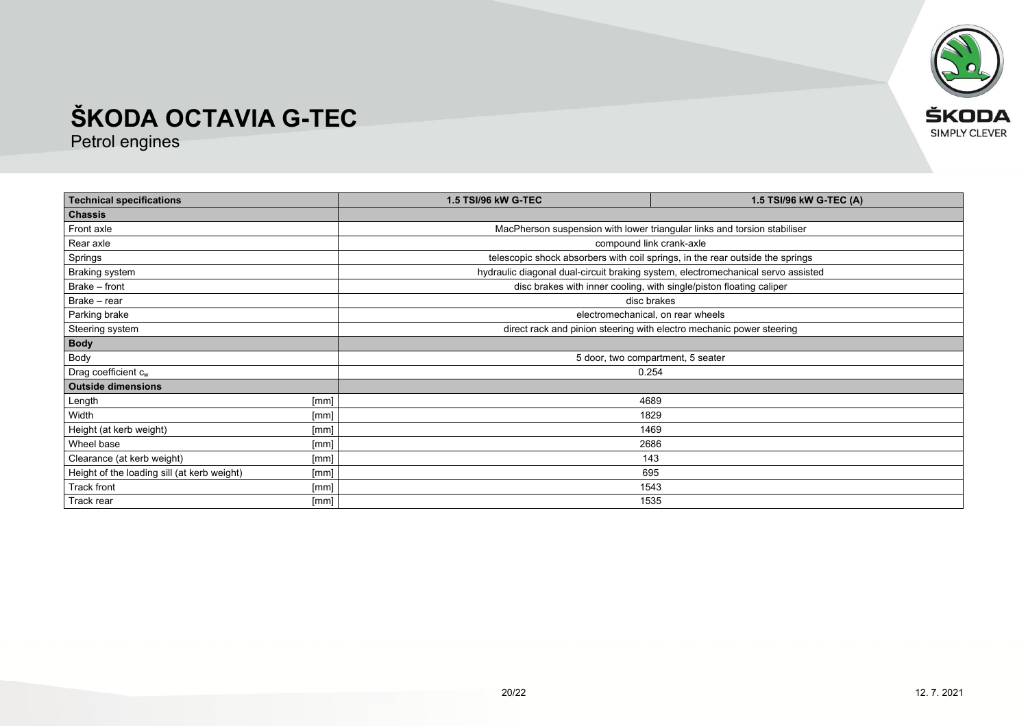# ŠKODA OCTAVIA G-TEC

Petrol engines

| Technical specifications | | 1.5 TSI/96 kW G-TEC | 1.5 TSI/96 kW G-TEC (A) |
|---|---|---|---|
| **Chassis** | | | |
| Front axle | | MacPherson suspension with lower triangular links and torsion stabiliser | |
| Rear axle | | compound link crank-axle | |
| Springs | | telescopic shock absorbers with coil springs, in the rear outside the springs | |
| Braking system | | hydraulic diagonal dual-circuit braking system, electromechanical servo assisted | |
| Brake – front | | disc brakes with inner cooling, with single/piston floating caliper | |
| Brake – rear | | disc brakes | |
| Parking brake | | electromechanical, on rear wheels | |
| Steering system | | direct rack and pinion steering with electro mechanic power steering | |
| **Body** | | | |
| Body | | 5 door, two compartment, 5 seater | |
| Drag coefficient $c_w$ | | 0.254 | |
| **Outside dimensions** | | | |
| Length | [mm] | 4689 | |
| Width | [mm] | 1829 | |
| Height (at kerb weight) | [mm] | 1469 | |
| Wheel base | [mm] | 2686 | |
| Clearance (at kerb weight) | [mm] | 143 | |
| Height of the loading sill (at kerb weight) | [mm] | 695 | |
| Track front | [mm] | 1543 | |
| Track rear | [mm] | 1535 | |

12. 7. 2021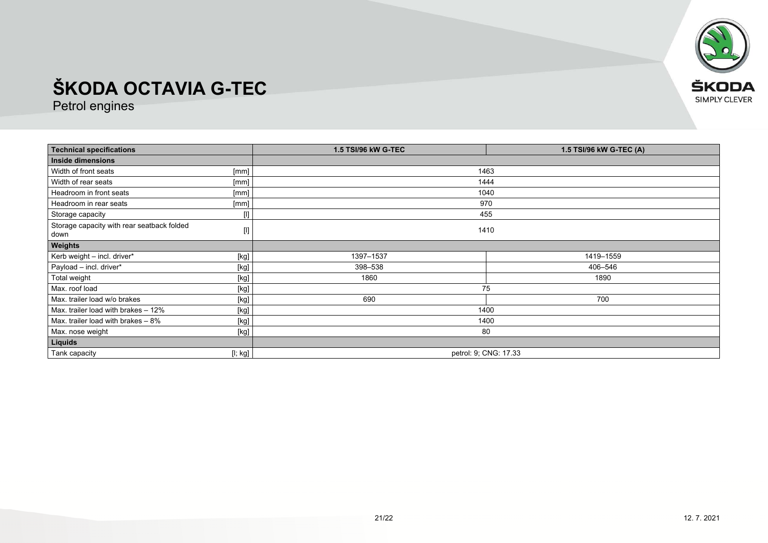# ŠKODA OCTAVIA G-TEC

Petrol engines

| Technical specifications | | 1.5 TSI/96 kW G-TEC | 1.5 TSI/96 kW G-TEC (A) |
|---|---|---|---|
| **Inside dimensions** | | | |
| Width of front seats | [mm] | 1463 | |
| Width of rear seats | [mm] | 1444 | |
| Headroom in front seats | [mm] | 1040 | |
| Headroom in rear seats | [mm] | 970 | |
| Storage capacity | [l] | 455 | |
| Storage capacity with rear seatback folded down | [l] | 1410 | |
| **Weights** | | | |
| Kerb weight – incl. driver* | [kg] | 1397–1537 | 1419–1559 |
| Payload – incl. driver* | [kg] | 398–538 | 406–546 |
| Total weight | [kg] | 1860 | 1890 |
| Max. roof load | [kg] | 75 | |
| Max. trailer load w/o brakes | [kg] | 690 | 700 |
| Max. trailer load with brakes – 12% | [kg] | 1400 | |
| Max. trailer load with brakes – 8% | [kg] | 1400 | |
| Max. nose weight | [kg] | 80 | |
| **Liquids** | | | |
| Tank capacity | [l; kg] | petrol: 9; CNG: 17.33 | |

12. 7. 2021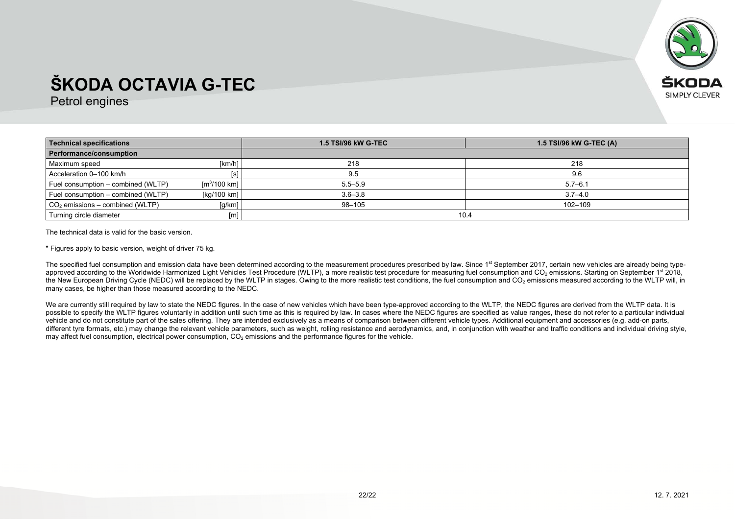# ŠKODA OCTAVIA G-TEC

Petrol engines

| Technical specifications | | 1.5 TSI/96 kW G-TEC | 1.5 TSI/96 kW G-TEC (A) |
|---|---|---|---|
| **Performance/consumption** | | | |
| Maximum speed | [km/h] | 218 | 218 |
| Acceleration 0–100 km/h | [s] | 9.5 | 9.6 |
| Fuel consumption – combined (WLTP) | [$m^3$/100 km] | 5.5–5.9 | 5.7–6.1 |
| Fuel consumption – combined (WLTP) | [kg/100 km] | 3.6–3.8 | 3.7–4.0 |
| $CO_2$ emissions – combined (WLTP) | [g/km] | 98–105 | 102–109 |
| Turning circle diameter | [m] | 10.4 | |

The technical data is valid for the basic version.

* Figures apply to basic version, weight of driver 75 kg.

The specified fuel consumption and emission data have been determined according to the measurement procedures prescribed by law. Since 1st September 2017, certain new vehicles are already being type-approved according to the Worldwide Harmonized Light Vehicles Test Procedure (WLTP), a more realistic test procedure for measuring fuel consumption and $CO_2$ emissions. Starting on September 1st 2018, the New European Driving Cycle (NEDC) will be replaced by the WLTP in stages. Owing to the more realistic test conditions, the fuel consumption and $CO_2$ emissions measured according to the WLTP will, in many cases, be higher than those measured according to the NEDC.

We are currently still required by law to state the NEDC figures. In the case of new vehicles which have been type-approved according to the WLTP, the NEDC figures are derived from the WLTP data. It is possible to specify the WLTP figures voluntarily in addition until such time as this is required by law. In cases where the NEDC figures are specified as value ranges, these do not refer to a particular individual vehicle and do not constitute part of the sales offering. They are intended exclusively as a means of comparison between different vehicle types. Additional equipment and accessories (e.g. add-on parts, different tyre formats, etc.) may change the relevant vehicle parameters, such as weight, rolling resistance and aerodynamics, and, in conjunction with weather and traffic conditions and individual driving style, may affect fuel consumption, electrical power consumption, $CO_2$ emissions and the performance figures for the vehicle.

12. 7. 2021